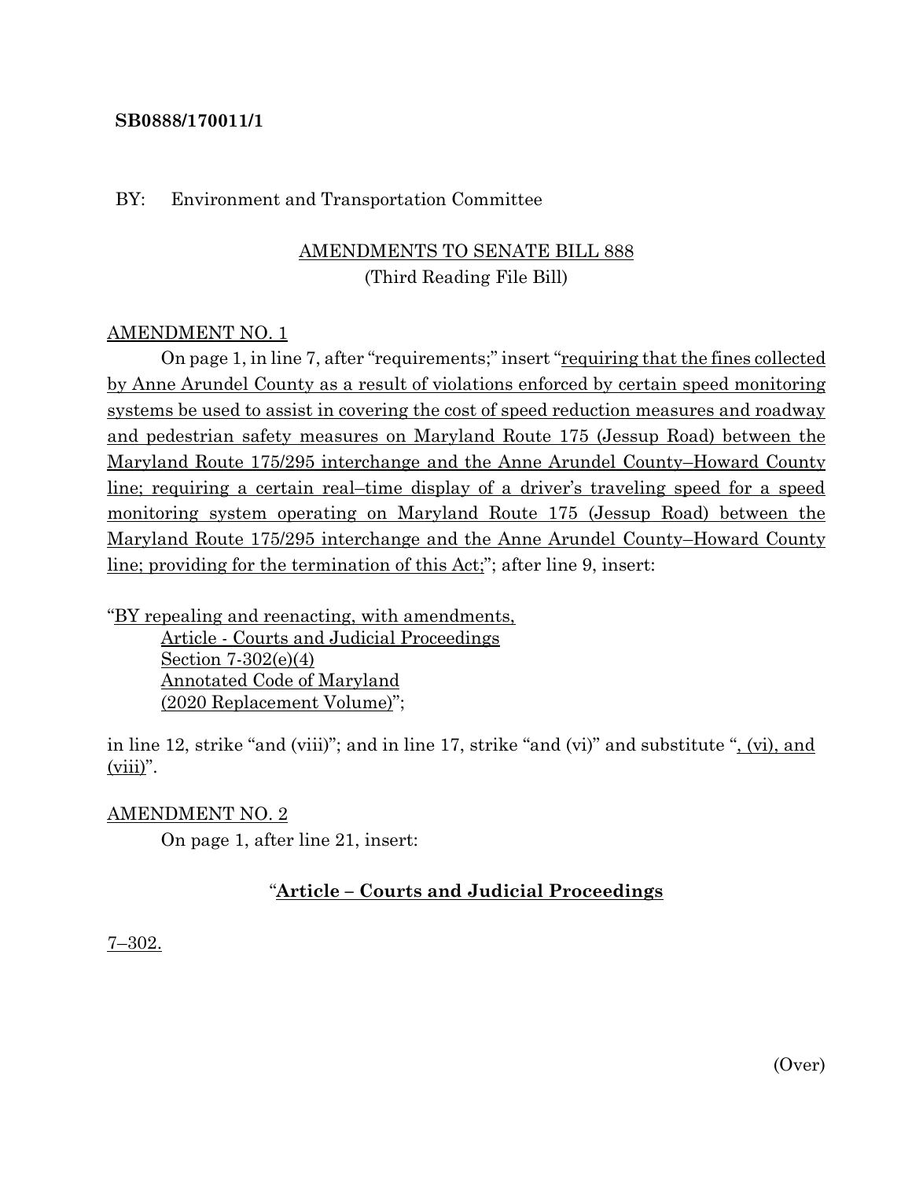**SB0888/170011/1**

BY: Environment and Transportation Committee

AMENDMENTS TO SENATE BILL 888
(Third Reading File Bill)

AMENDMENT NO. 1

On page 1, in line 7, after "requirements;" insert "requiring that the fines collected by Anne Arundel County as a result of violations enforced by certain speed monitoring systems be used to assist in covering the cost of speed reduction measures and roadway and pedestrian safety measures on Maryland Route 175 (Jessup Road) between the Maryland Route 175/295 interchange and the Anne Arundel County–Howard County line; requiring a certain real–time display of a driver's traveling speed for a speed monitoring system operating on Maryland Route 175 (Jessup Road) between the Maryland Route 175/295 interchange and the Anne Arundel County–Howard County line; providing for the termination of this Act;"; after line 9, insert:

"BY repealing and reenacting, with amendments,
Article - Courts and Judicial Proceedings
Section 7-302(e)(4)
Annotated Code of Maryland
(2020 Replacement Volume)";

in line 12, strike "and (viii)"; and in line 17, strike "and (vi)" and substitute ", (vi), and (viii)".

AMENDMENT NO. 2

On page 1, after line 21, insert:

"**Article – Courts and Judicial Proceedings**

7–302.

(Over)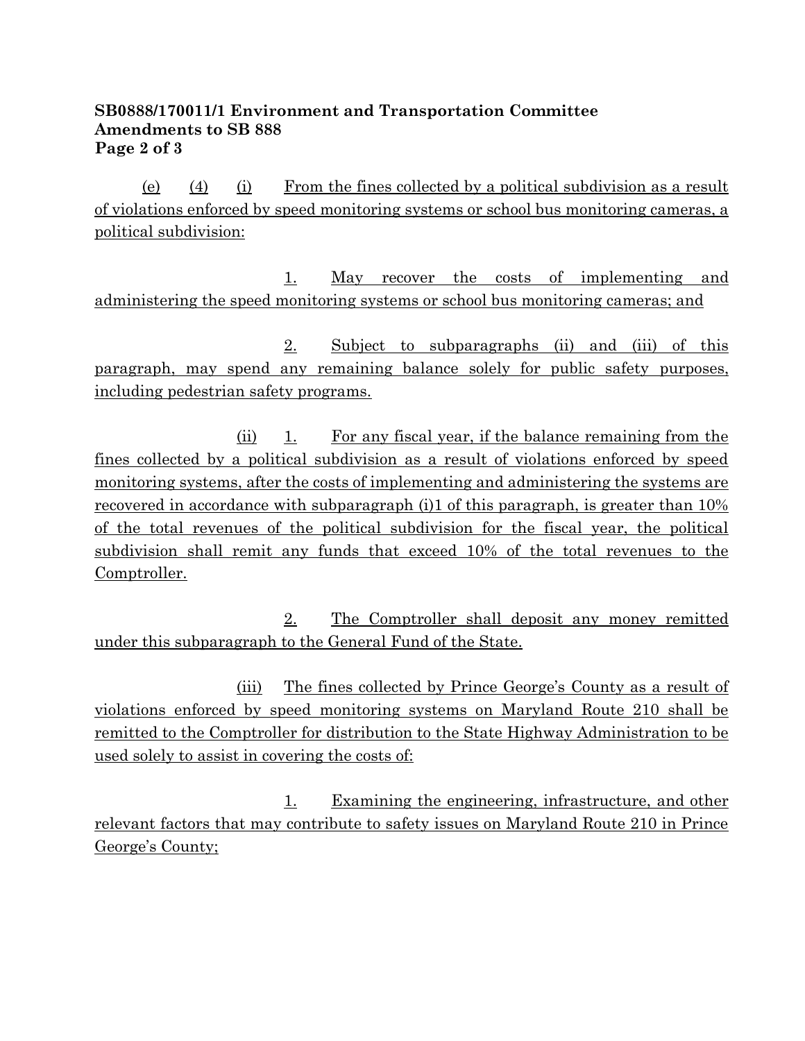**SB0888/170011/1 Environment and Transportation Committee**
**Amendments to SB 888**

(e) (4) (i) From the fines collected by a political subdivision as a result of violations enforced by speed monitoring systems or school bus monitoring cameras, a political subdivision:

1. May recover the costs of implementing and administering the speed monitoring systems or school bus monitoring cameras; and

2. Subject to subparagraphs (ii) and (iii) of this paragraph, may spend any remaining balance solely for public safety purposes, including pedestrian safety programs.

(ii) 1. For any fiscal year, if the balance remaining from the fines collected by a political subdivision as a result of violations enforced by speed monitoring systems, after the costs of implementing and administering the systems are recovered in accordance with subparagraph (i)1 of this paragraph, is greater than 10% of the total revenues of the political subdivision for the fiscal year, the political subdivision shall remit any funds that exceed 10% of the total revenues to the Comptroller.

2. The Comptroller shall deposit any money remitted under this subparagraph to the General Fund of the State.

(iii) The fines collected by Prince George's County as a result of violations enforced by speed monitoring systems on Maryland Route 210 shall be remitted to the Comptroller for distribution to the State Highway Administration to be used solely to assist in covering the costs of:

1. Examining the engineering, infrastructure, and other relevant factors that may contribute to safety issues on Maryland Route 210 in Prince George's County;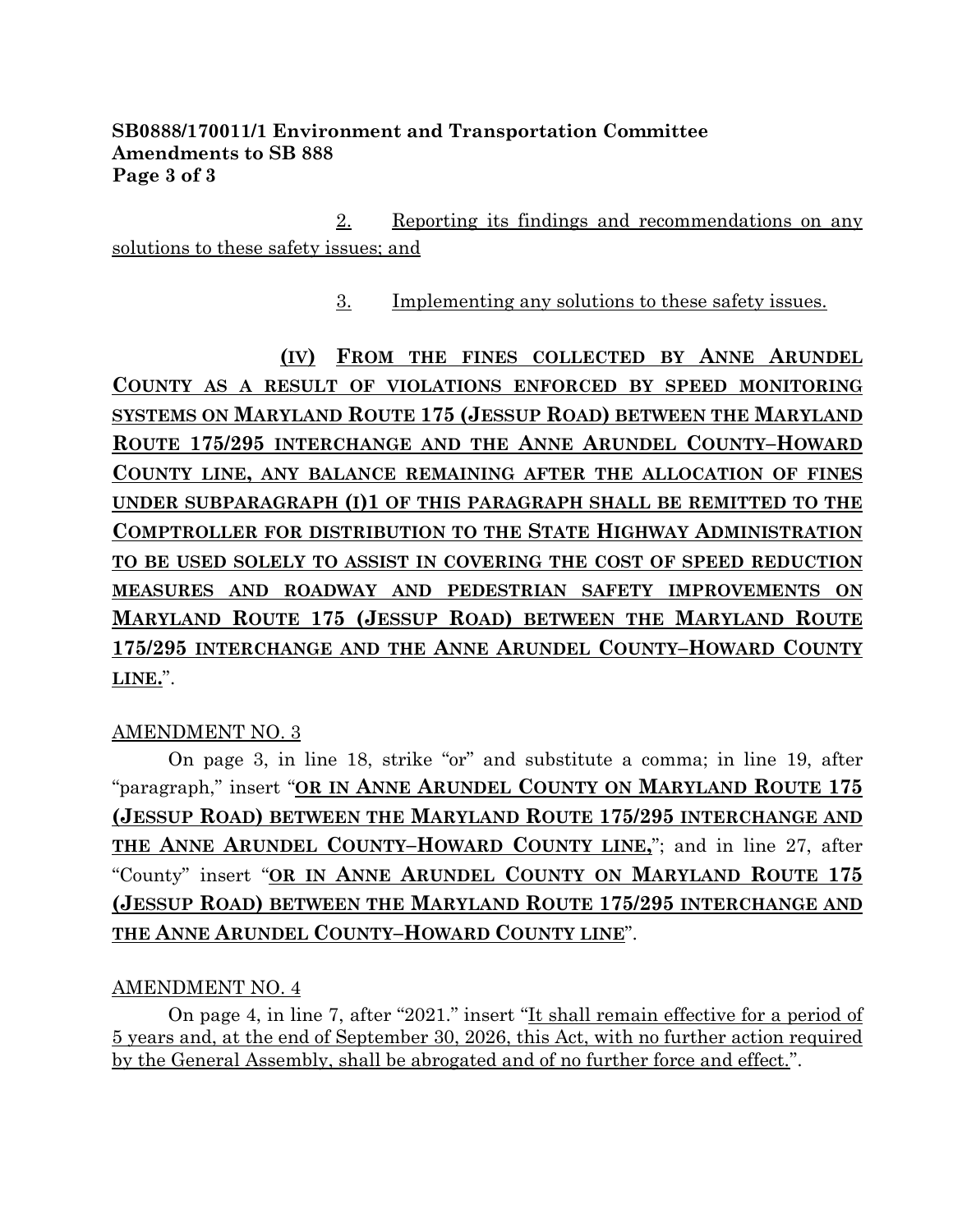2. Reporting its findings and recommendations on any solutions to these safety issues; and

3. Implementing any solutions to these safety issues.

**(IV) FROM THE FINES COLLECTED BY ANNE ARUNDEL COUNTY AS A RESULT OF VIOLATIONS ENFORCED BY SPEED MONITORING SYSTEMS ON MARYLAND ROUTE 175 (JESSUP ROAD) BETWEEN THE MARYLAND ROUTE 175/295 INTERCHANGE AND THE ANNE ARUNDEL COUNTY–HOWARD COUNTY LINE, ANY BALANCE REMAINING AFTER THE ALLOCATION OF FINES UNDER SUBPARAGRAPH (I)1 OF THIS PARAGRAPH SHALL BE REMITTED TO THE COMPTROLLER FOR DISTRIBUTION TO THE STATE HIGHWAY ADMINISTRATION TO BE USED SOLELY TO ASSIST IN COVERING THE COST OF SPEED REDUCTION MEASURES AND ROADWAY AND PEDESTRIAN SAFETY IMPROVEMENTS ON MARYLAND ROUTE 175 (JESSUP ROAD) BETWEEN THE MARYLAND ROUTE 175/295 INTERCHANGE AND THE ANNE ARUNDEL COUNTY–HOWARD COUNTY LINE.**".

AMENDMENT NO. 3

On page 3, in line 18, strike "or" and substitute a comma; in line 19, after "paragraph," insert "**OR IN ANNE ARUNDEL COUNTY ON MARYLAND ROUTE 175 (JESSUP ROAD) BETWEEN THE MARYLAND ROUTE 175/295 INTERCHANGE AND THE ANNE ARUNDEL COUNTY–HOWARD COUNTY LINE,**"; and in line 27, after "County" insert "**OR IN ANNE ARUNDEL COUNTY ON MARYLAND ROUTE 175 (JESSUP ROAD) BETWEEN THE MARYLAND ROUTE 175/295 INTERCHANGE AND THE ANNE ARUNDEL COUNTY–HOWARD COUNTY LINE**".

AMENDMENT NO. 4

On page 4, in line 7, after "2021." insert "It shall remain effective for a period of 5 years and, at the end of September 30, 2026, this Act, with no further action required by the General Assembly, shall be abrogated and of no further force and effect.".